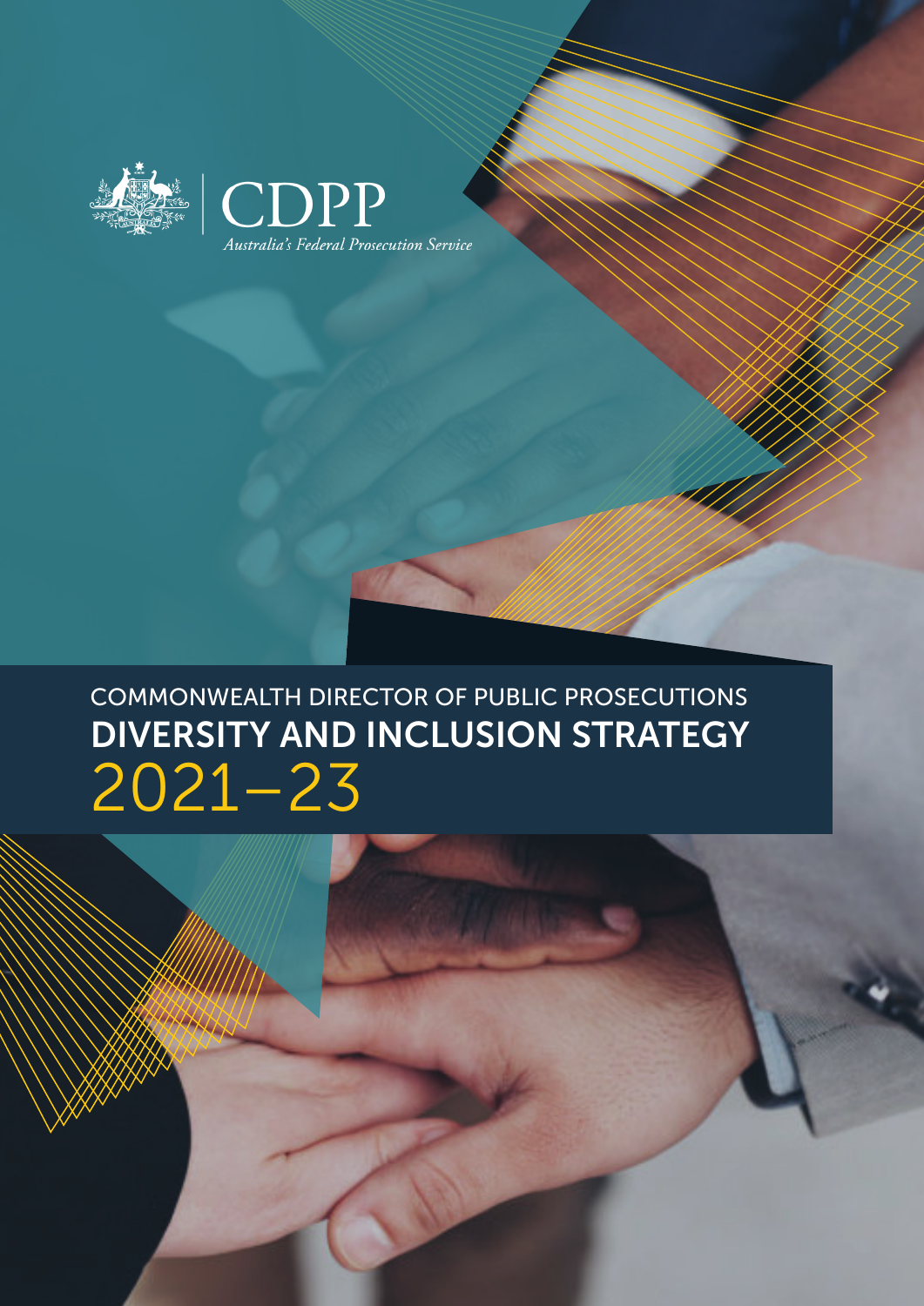CDPP

*Australia's Federal Prosecution Service*

COMMONWEALTH DIRECTOR OF PUBLIC PROSECUTIONS

# DIVERSITY AND INCLUSION STRATEGY 2021–23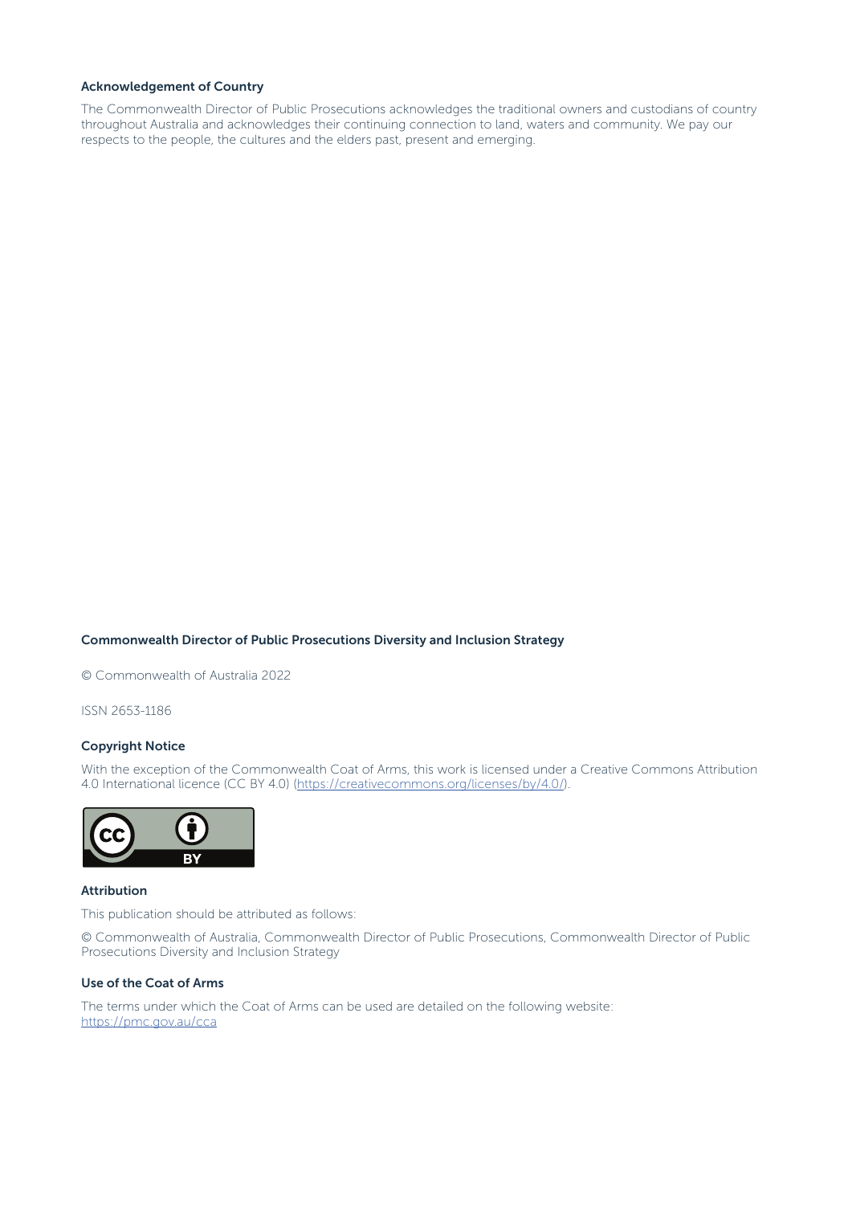### Acknowledgement of Country

The Commonwealth Director of Public Prosecutions acknowledges the traditional owners and custodians of country throughout Australia and acknowledges their continuing connection to land, waters and community. We pay our respects to the people, the cultures and the elders past, present and emerging.

### Commonwealth Director of Public Prosecutions Diversity and Inclusion Strategy

© Commonwealth of Australia 2022

ISSN 2653-1186

### Copyright Notice

With the exception of the Commonwealth Coat of Arms, this work is licensed under a Creative Commons Attribution 4.0 International licence (CC BY 4.0) (https://creativecommons.org/licenses/by/4.0/).

### Attribution

This publication should be attributed as follows:

© Commonwealth of Australia, Commonwealth Director of Public Prosecutions, Commonwealth Director of Public Prosecutions Diversity and Inclusion Strategy

### Use of the Coat of Arms

The terms under which the Coat of Arms can be used are detailed on the following website: https://pmc.gov.au/cca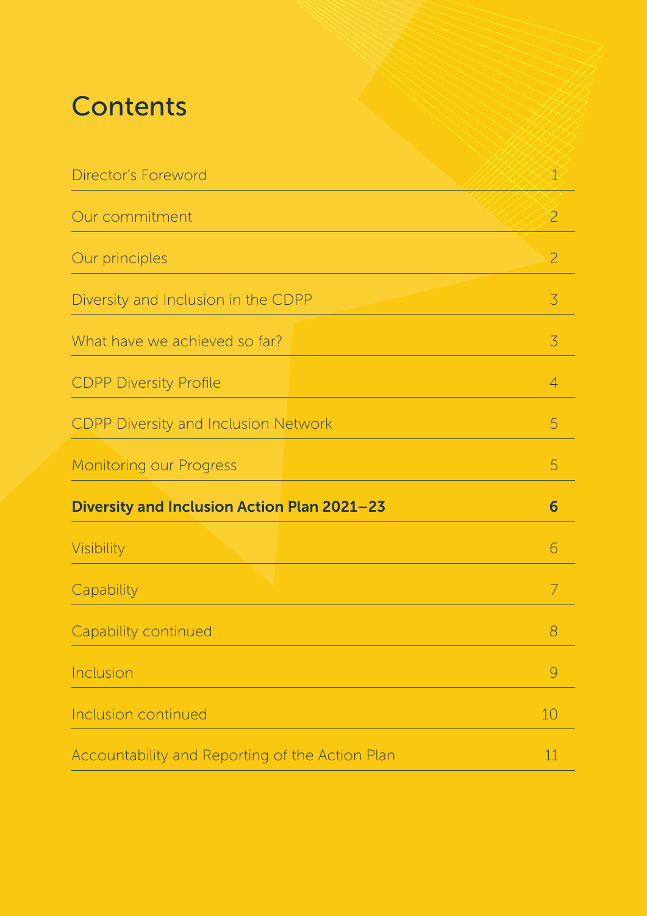# Contents

| | |
|---|---|
| Director's Foreword | 1 |
| Our commitment | 2 |
| Our principles | 2 |
| Diversity and Inclusion in the CDPP | 3 |
| What have we achieved so far? | 3 |
| CDPP Diversity Profile | 4 |
| CDPP Diversity and Inclusion Network | 5 |
| Monitoring our Progress | 5 |
| **Diversity and Inclusion Action Plan 2021–23** | **6** |
| Visibility | 6 |
| Capability | 7 |
| Capability continued | 8 |
| Inclusion | 9 |
| Inclusion continued | 10 |
| Accountability and Reporting of the Action Plan | 11 |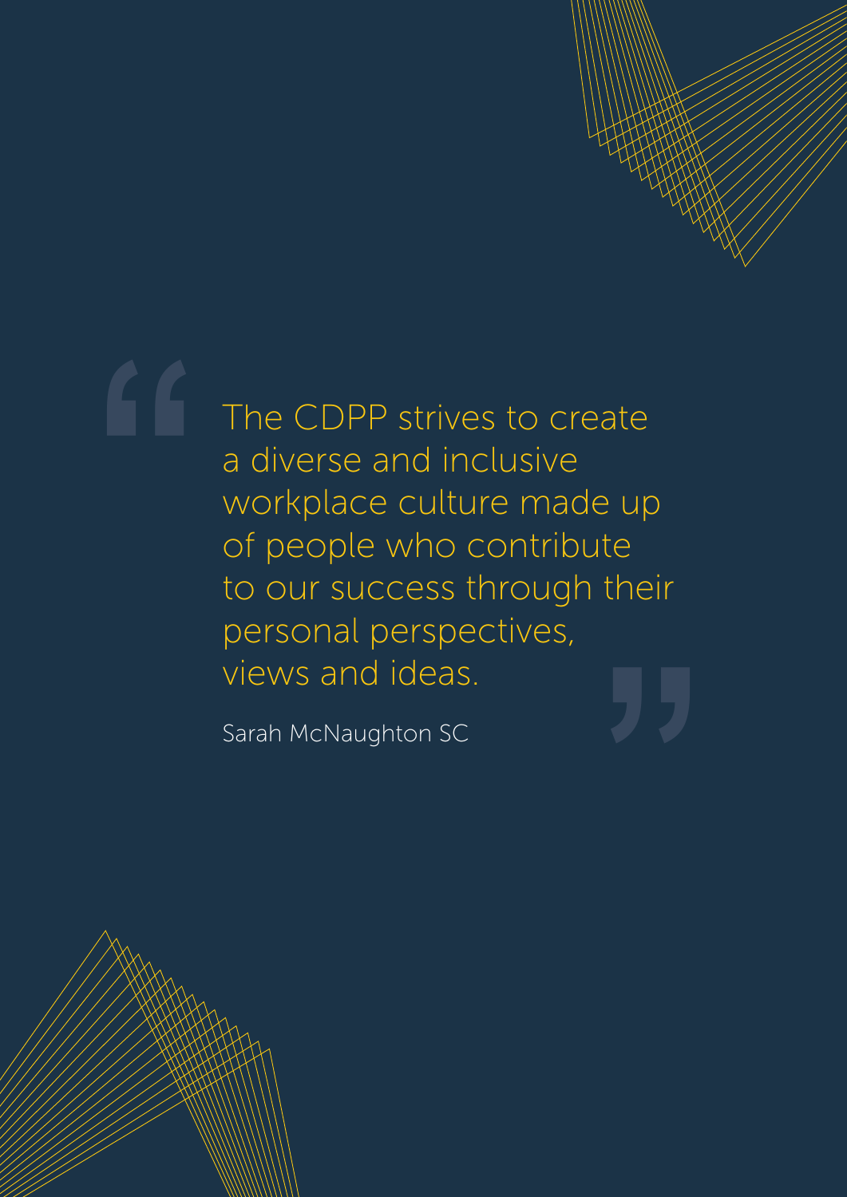> The CDPP strives to create a diverse and inclusive workplace culture made up of people who contribute to our success through their personal perspectives, views and ideas.
>
> Sarah McNaughton SC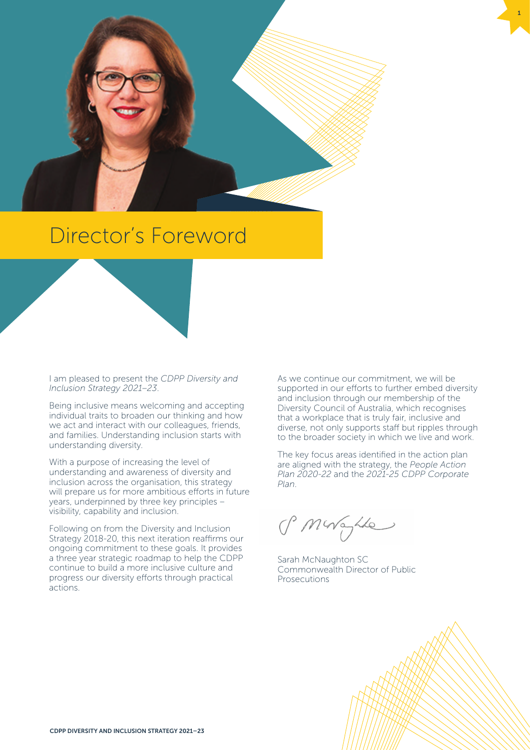# Director's Foreword

I am pleased to present the *CDPP Diversity and Inclusion Strategy 2021–23*.

Being inclusive means welcoming and accepting individual traits to broaden our thinking and how we act and interact with our colleagues, friends, and families. Understanding inclusion starts with understanding diversity.

With a purpose of increasing the level of understanding and awareness of diversity and inclusion across the organisation, this strategy will prepare us for more ambitious efforts in future years, underpinned by three key principles – visibility, capability and inclusion.

Following on from the Diversity and Inclusion Strategy 2018-20, this next iteration reaffirms our ongoing commitment to these goals. It provides a three year strategic roadmap to help the CDPP continue to build a more inclusive culture and progress our diversity efforts through practical actions.

As we continue our commitment, we will be supported in our efforts to further embed diversity and inclusion through our membership of the Diversity Council of Australia, which recognises that a workplace that is truly fair, inclusive and diverse, not only supports staff but ripples through to the broader society in which we live and work.

The key focus areas identified in the action plan are aligned with the strategy, the *People Action Plan 2020-22* and the *2021-25 CDPP Corporate Plan*.

Sarah McNaughton SC
Commonwealth Director of Public Prosecutions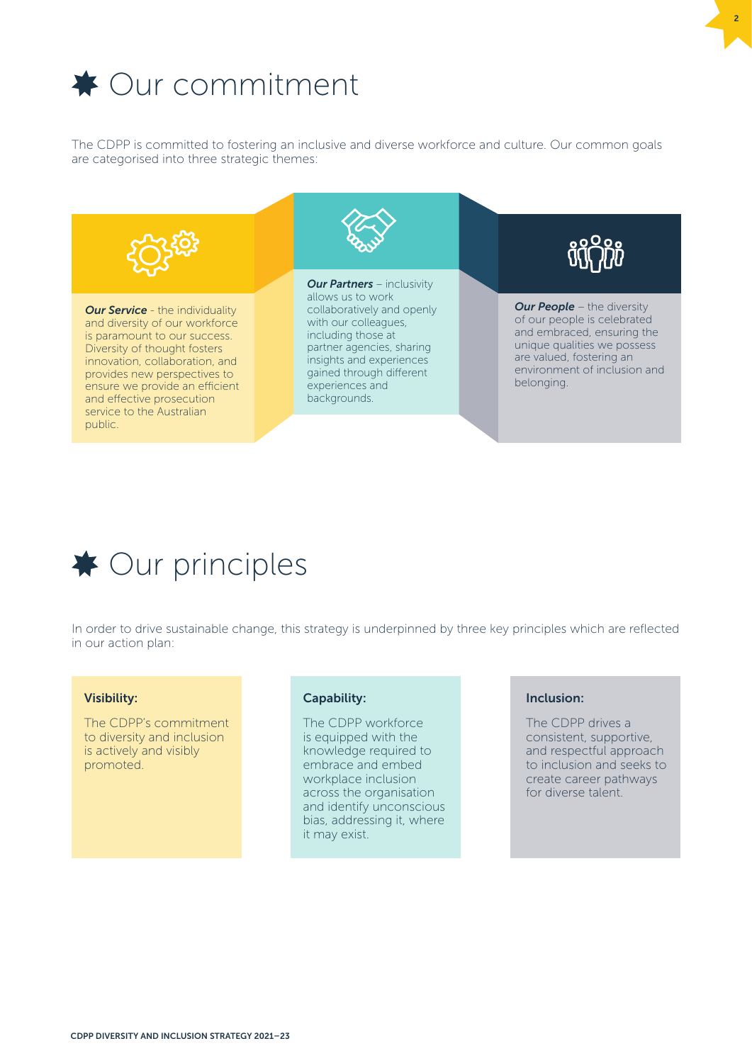# Our commitment

The CDPP is committed to fostering an inclusive and diverse workforce and culture. Our common goals are categorised into three strategic themes:

***Our Service*** - the individuality and diversity of our workforce is paramount to our success. Diversity of thought fosters innovation, collaboration, and provides new perspectives to ensure we provide an efficient and effective prosecution service to the Australian public.

***Our Partners*** – inclusivity allows us to work collaboratively and openly with our colleagues, including those at partner agencies, sharing insights and experiences gained through different experiences and backgrounds.

***Our People*** – the diversity of our people is celebrated and embraced, ensuring the unique qualities we possess are valued, fostering an environment of inclusion and belonging.

# Our principles

In order to drive sustainable change, this strategy is underpinned by three key principles which are reflected in our action plan:

**Visibility:**

The CDPP's commitment to diversity and inclusion is actively and visibly promoted.

**Capability:**

The CDPP workforce is equipped with the knowledge required to embrace and embed workplace inclusion across the organisation and identify unconscious bias, addressing it, where it may exist.

**Inclusion:**

The CDPP drives a consistent, supportive, and respectful approach to inclusion and seeks to create career pathways for diverse talent.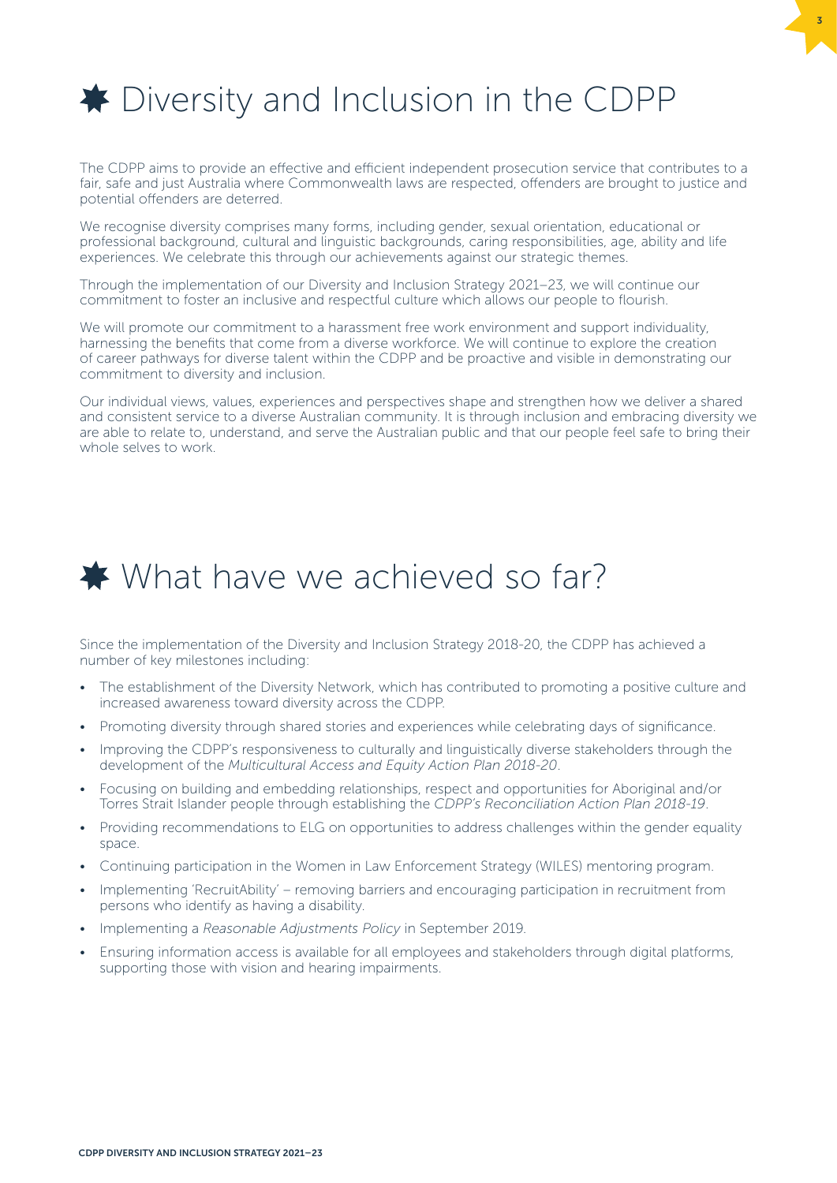# Diversity and Inclusion in the CDPP

The CDPP aims to provide an effective and efficient independent prosecution service that contributes to a fair, safe and just Australia where Commonwealth laws are respected, offenders are brought to justice and potential offenders are deterred.

We recognise diversity comprises many forms, including gender, sexual orientation, educational or professional background, cultural and linguistic backgrounds, caring responsibilities, age, ability and life experiences. We celebrate this through our achievements against our strategic themes.

Through the implementation of our Diversity and Inclusion Strategy 2021–23, we will continue our commitment to foster an inclusive and respectful culture which allows our people to flourish.

We will promote our commitment to a harassment free work environment and support individuality, harnessing the benefits that come from a diverse workforce. We will continue to explore the creation of career pathways for diverse talent within the CDPP and be proactive and visible in demonstrating our commitment to diversity and inclusion.

Our individual views, values, experiences and perspectives shape and strengthen how we deliver a shared and consistent service to a diverse Australian community. It is through inclusion and embracing diversity we are able to relate to, understand, and serve the Australian public and that our people feel safe to bring their whole selves to work.

# What have we achieved so far?

Since the implementation of the Diversity and Inclusion Strategy 2018-20, the CDPP has achieved a number of key milestones including:

- The establishment of the Diversity Network, which has contributed to promoting a positive culture and increased awareness toward diversity across the CDPP.
- Promoting diversity through shared stories and experiences while celebrating days of significance.
- Improving the CDPP's responsiveness to culturally and linguistically diverse stakeholders through the development of the *Multicultural Access and Equity Action Plan 2018-20*.
- Focusing on building and embedding relationships, respect and opportunities for Aboriginal and/or Torres Strait Islander people through establishing the *CDPP's Reconciliation Action Plan 2018-19*.
- Providing recommendations to ELG on opportunities to address challenges within the gender equality space.
- Continuing participation in the Women in Law Enforcement Strategy (WILES) mentoring program.
- Implementing 'RecruitAbility' – removing barriers and encouraging participation in recruitment from persons who identify as having a disability.
- Implementing a *Reasonable Adjustments Policy* in September 2019.
- Ensuring information access is available for all employees and stakeholders through digital platforms, supporting those with vision and hearing impairments.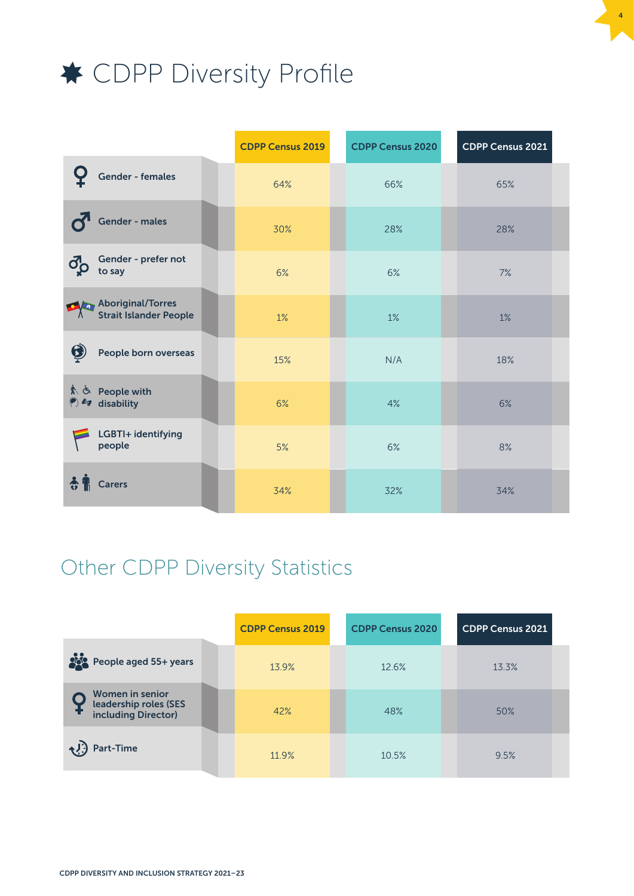# CDPP Diversity Profile

| | CDPP Census 2019 | CDPP Census 2020 | CDPP Census 2021 |
|---|---|---|---|
| Gender - females | 64% | 66% | 65% |
| Gender - males | 30% | 28% | 28% |
| Gender - prefer not to say | 6% | 6% | 7% |
| Aboriginal/Torres Strait Islander People | 1% | 1% | 1% |
| People born overseas | 15% | N/A | 18% |
| People with disability | 6% | 4% | 6% |
| LGBTI+ identifying people | 5% | 6% | 8% |
| Carers | 34% | 32% | 34% |

## Other CDPP Diversity Statistics

| | CDPP Census 2019 | CDPP Census 2020 | CDPP Census 2021 |
|---|---|---|---|
| People aged 55+ years | 13.9% | 12.6% | 13.3% |
| Women in senior leadership roles (SES including Director) | 42% | 48% | 50% |
| Part-Time | 11.9% | 10.5% | 9.5% |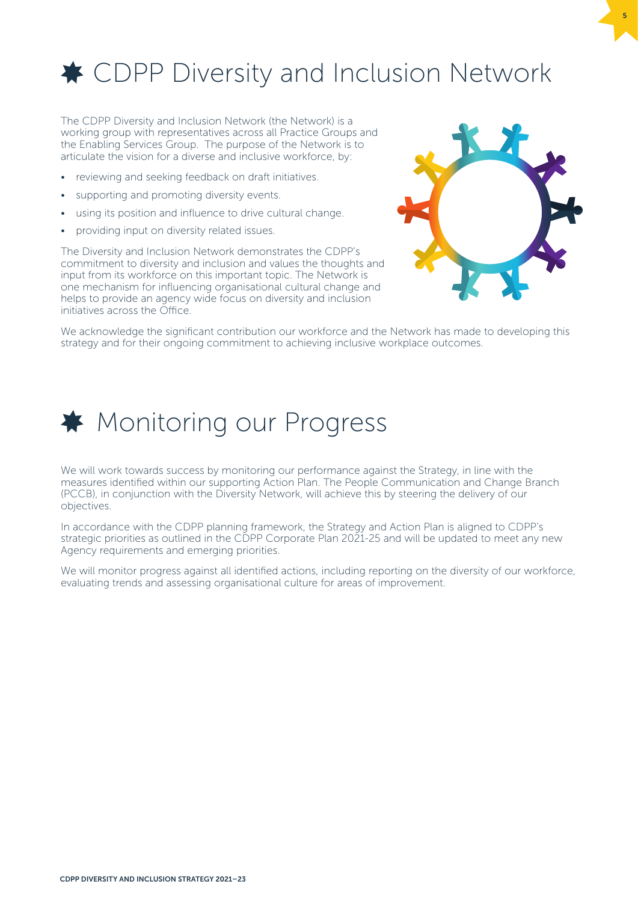# CDPP Diversity and Inclusion Network

The CDPP Diversity and Inclusion Network (the Network) is a working group with representatives across all Practice Groups and the Enabling Services Group. The purpose of the Network is to articulate the vision for a diverse and inclusive workforce, by:

- reviewing and seeking feedback on draft initiatives.
- supporting and promoting diversity events.
- using its position and influence to drive cultural change.
- providing input on diversity related issues.

The Diversity and Inclusion Network demonstrates the CDPP's commitment to diversity and inclusion and values the thoughts and input from its workforce on this important topic. The Network is one mechanism for influencing organisational cultural change and helps to provide an agency wide focus on diversity and inclusion initiatives across the Office.

We acknowledge the significant contribution our workforce and the Network has made to developing this strategy and for their ongoing commitment to achieving inclusive workplace outcomes.

# Monitoring our Progress

We will work towards success by monitoring our performance against the Strategy, in line with the measures identified within our supporting Action Plan. The People Communication and Change Branch (PCCB), in conjunction with the Diversity Network, will achieve this by steering the delivery of our objectives.

In accordance with the CDPP planning framework, the Strategy and Action Plan is aligned to CDPP's strategic priorities as outlined in the CDPP Corporate Plan 2021-25 and will be updated to meet any new Agency requirements and emerging priorities.

We will monitor progress against all identified actions, including reporting on the diversity of our workforce, evaluating trends and assessing organisational culture for areas of improvement.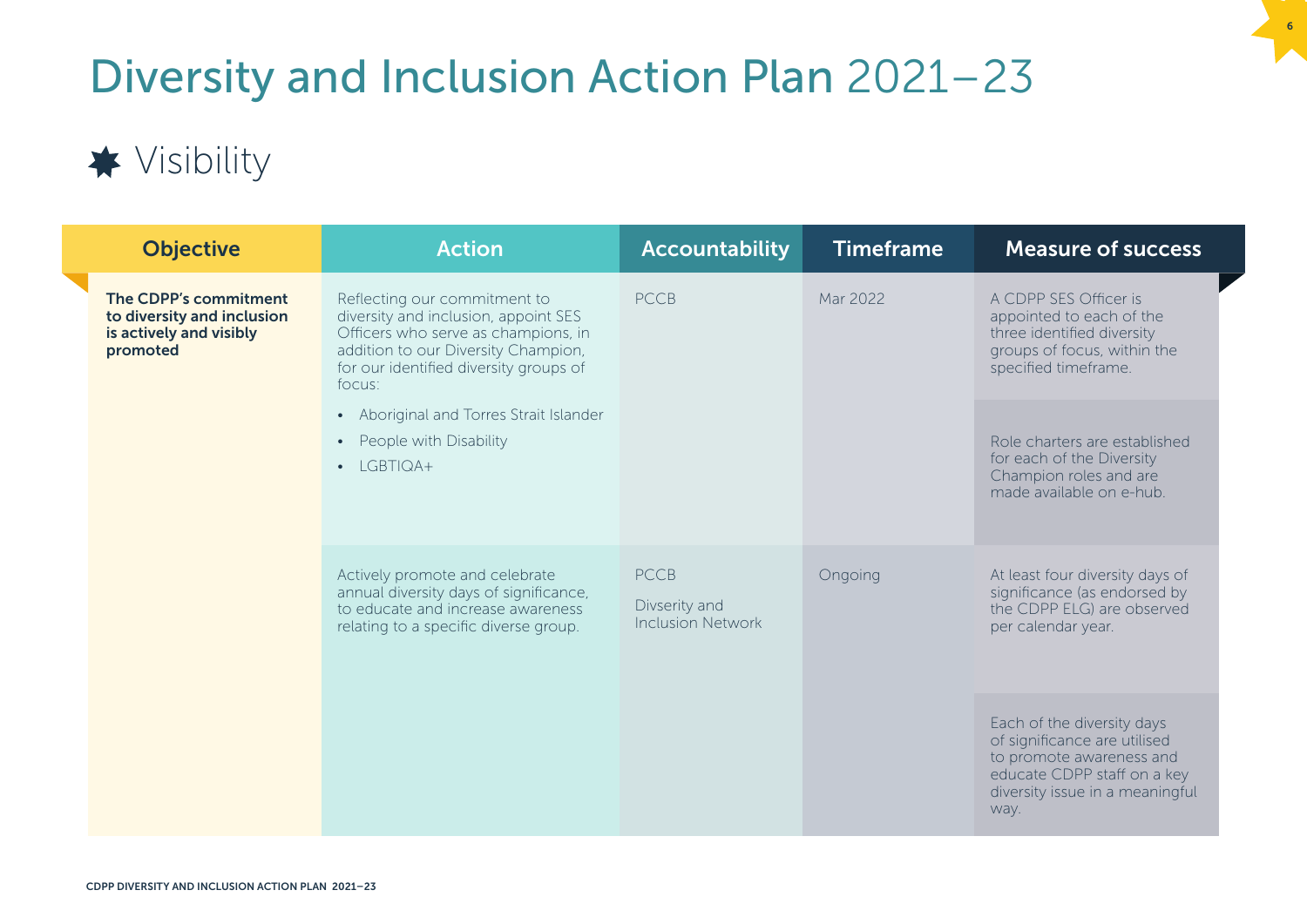# Diversity and Inclusion Action Plan 2021–23

## Visibility

| Objective | Action | Accountability | Timeframe | Measure of success |
|---|---|---|---|---|
| **The CDPP's commitment to diversity and inclusion is actively and visibly promoted** | Reflecting our commitment to diversity and inclusion, appoint SES Officers who serve as champions, in addition to our Diversity Champion, for our identified diversity groups of focus:<br>• Aboriginal and Torres Strait Islander<br>• People with Disability<br>• LGBTIQA+ | PCCB | Mar 2022 | A CDPP SES Officer is appointed to each of the three identified diversity groups of focus, within the specified timeframe. |
| | | | | Role charters are established for each of the Diversity Champion roles and are made available on e-hub. |
| | Actively promote and celebrate annual diversity days of significance, to educate and increase awareness relating to a specific diverse group. | PCCB<br>Divserity and Inclusion Network | Ongoing | At least four diversity days of significance (as endorsed by the CDPP ELG) are observed per calendar year. |
| | | | | Each of the diversity days of significance are utilised to promote awareness and educate CDPP staff on a key diversity issue in a meaningful way. |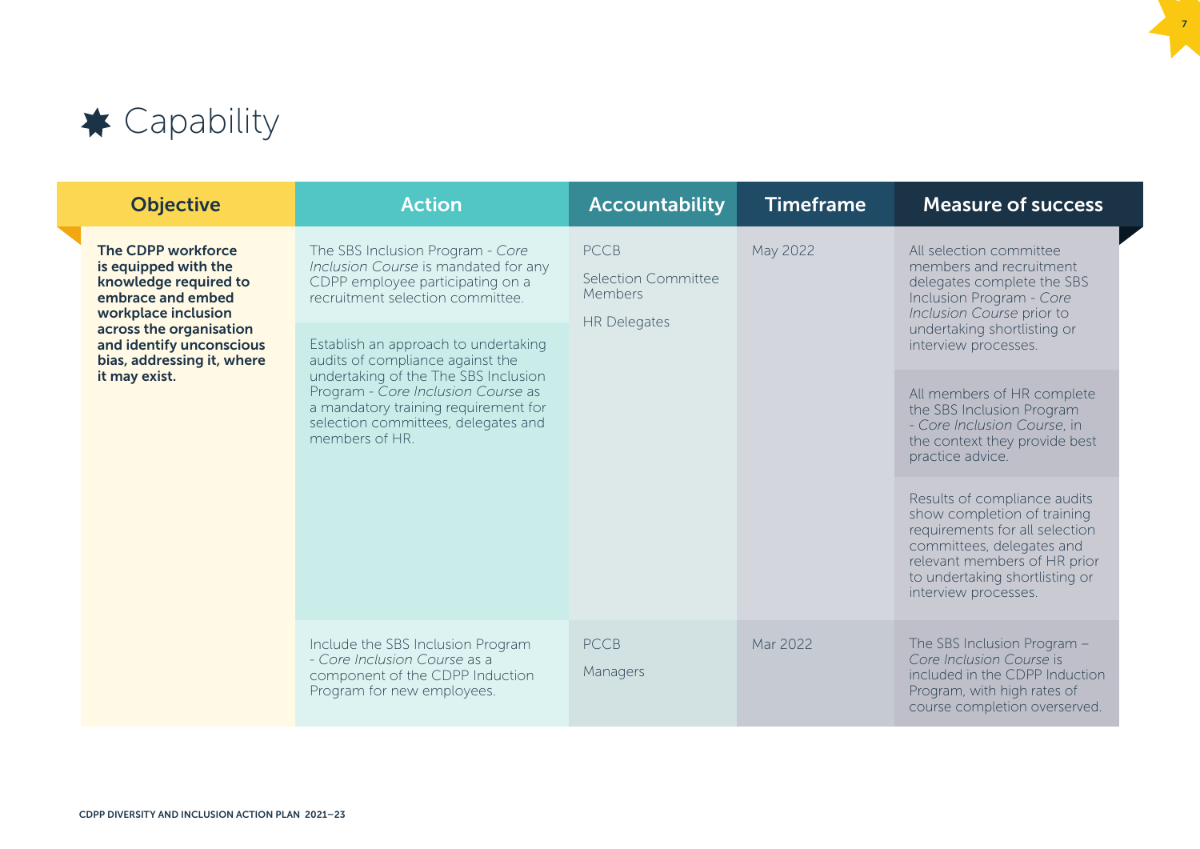# Capability

| Objective | Action | Accountability | Timeframe | Measure of success |
|---|---|---|---|---|
| **The CDPP workforce is equipped with the knowledge required to embrace and embed workplace inclusion across the organisation and identify unconscious bias, addressing it, where it may exist.** | The SBS Inclusion Program - *Core Inclusion Course* is mandated for any CDPP employee participating on a recruitment selection committee. | PCCB<br><br>Selection Committee Members<br><br>HR Delegates | May 2022 | All selection committee members and recruitment delegates complete the SBS Inclusion Program - *Core Inclusion Course* prior to undertaking shortlisting or interview processes. |
| | Establish an approach to undertaking audits of compliance against the undertaking of the The SBS Inclusion Program - *Core Inclusion Course* as a mandatory training requirement for selection committees, delegates and members of HR. | | | All members of HR complete the SBS Inclusion Program - *Core Inclusion Course*, in the context they provide best practice advice.<br><br>Results of compliance audits show completion of training requirements for all selection committees, delegates and relevant members of HR prior to undertaking shortlisting or interview processes. |
| | Include the SBS Inclusion Program - *Core Inclusion Course* as a component of the CDPP Induction Program for new employees. | PCCB<br><br>Managers | Mar 2022 | The SBS Inclusion Program – *Core Inclusion Course* is included in the CDPP Induction Program, with high rates of course completion overserved. |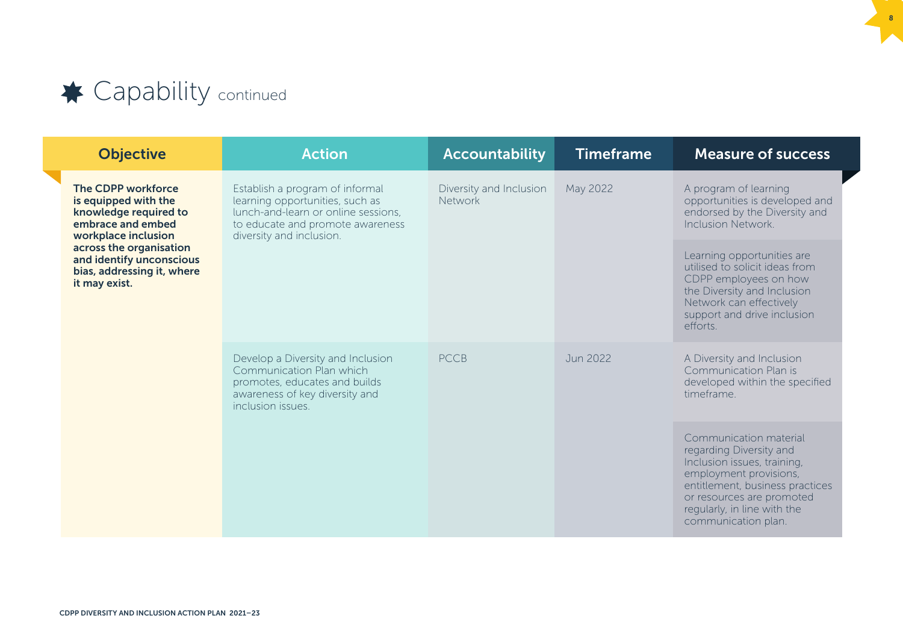# Capability continued

| Objective | Action | Accountability | Timeframe | Measure of success |
|---|---|---|---|---|
| **The CDPP workforce is equipped with the knowledge required to embrace and embed workplace inclusion across the organisation and identify unconscious bias, addressing it, where it may exist.** | Establish a program of informal learning opportunities, such as lunch-and-learn or online sessions, to educate and promote awareness diversity and inclusion. | Diversity and Inclusion Network | May 2022 | A program of learning opportunities is developed and endorsed by the Diversity and Inclusion Network. |
| | | | | Learning opportunities are utilised to solicit ideas from CDPP employees on how the Diversity and Inclusion Network can effectively support and drive inclusion efforts. |
| | Develop a Diversity and Inclusion Communication Plan which promotes, educates and builds awareness of key diversity and inclusion issues. | PCCB | Jun 2022 | A Diversity and Inclusion Communication Plan is developed within the specified timeframe. |
| | | | | Communication material regarding Diversity and Inclusion issues, training, employment provisions, entitlement, business practices or resources are promoted regularly, in line with the communication plan. |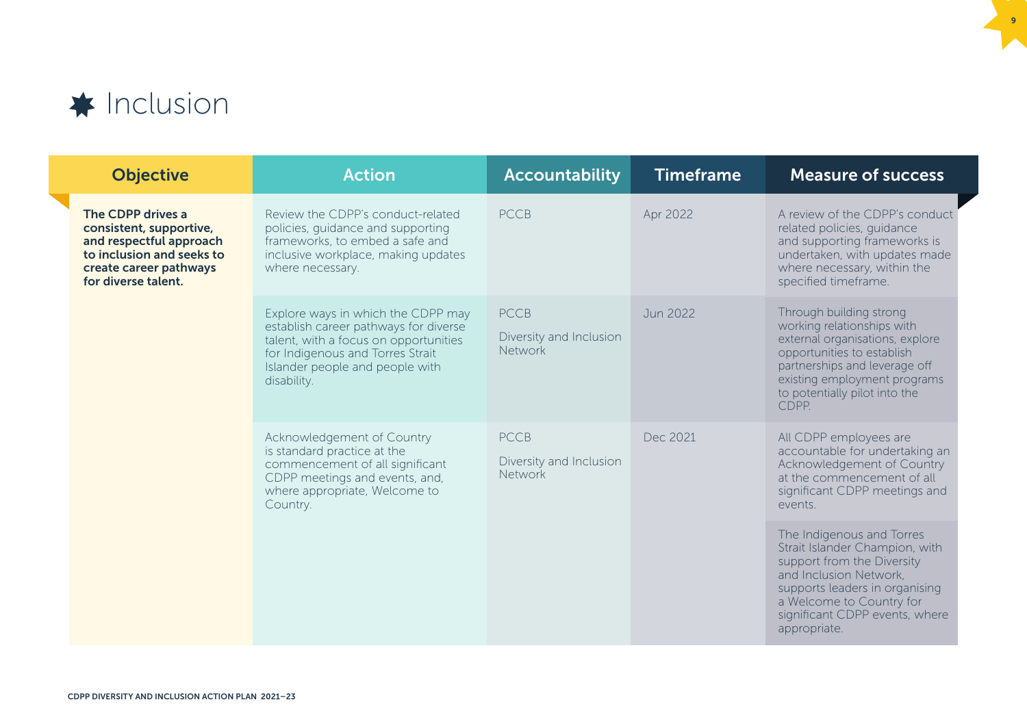# Inclusion

| Objective | Action | Accountability | Timeframe | Measure of success |
|---|---|---|---|---|
| **The CDPP drives a consistent, supportive, and respectful approach to inclusion and seeks to create career pathways for diverse talent.** | Review the CDPP's conduct-related policies, guidance and supporting frameworks, to embed a safe and inclusive workplace, making updates where necessary. | PCCB | Apr 2022 | A review of the CDPP's conduct related policies, guidance and supporting frameworks is undertaken, with updates made where necessary, within the specified timeframe. |
| | Explore ways in which the CDPP may establish career pathways for diverse talent, with a focus on opportunities for Indigenous and Torres Strait Islander people and people with disability. | PCCB<br><br>Diversity and Inclusion Network | Jun 2022 | Through building strong working relationships with external organisations, explore opportunities to establish partnerships and leverage off existing employment programs to potentially pilot into the CDPP. |
| | Acknowledgement of Country is standard practice at the commencement of all significant CDPP meetings and events, and, where appropriate, Welcome to Country. | PCCB<br><br>Diversity and Inclusion Network | Dec 2021 | All CDPP employees are accountable for undertaking an Acknowledgement of Country at the commencement of all significant CDPP meetings and events.<br><br>The Indigenous and Torres Strait Islander Champion, with support from the Diversity and Inclusion Network, supports leaders in organising a Welcome to Country for significant CDPP events, where appropriate. |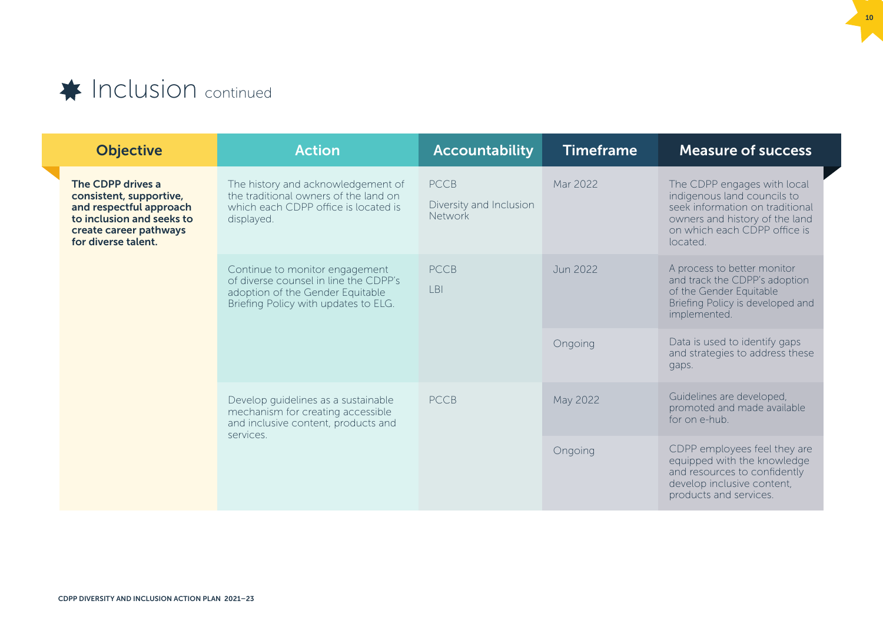# Inclusion continued

| Objective | Action | Accountability | Timeframe | Measure of success |
|---|---|---|---|---|
| **The CDPP drives a consistent, supportive, and respectful approach to inclusion and seeks to create career pathways for diverse talent.** | The history and acknowledgement of the traditional owners of the land on which each CDPP office is located is displayed. | PCCB<br>Diversity and Inclusion Network | Mar 2022 | The CDPP engages with local indigenous land councils to seek information on traditional owners and history of the land on which each CDPP office is located. |
| | Continue to monitor engagement of diverse counsel in line the CDPP's adoption of the Gender Equitable Briefing Policy with updates to ELG. | PCCB<br>LBI | Jun 2022 | A process to better monitor and track the CDPP's adoption of the Gender Equitable Briefing Policy is developed and implemented. |
| | | | Ongoing | Data is used to identify gaps and strategies to address these gaps. |
| | Develop guidelines as a sustainable mechanism for creating accessible and inclusive content, products and services. | PCCB | May 2022 | Guidelines are developed, promoted and made available for on e-hub. |
| | | | Ongoing | CDPP employees feel they are equipped with the knowledge and resources to confidently develop inclusive content, products and services. |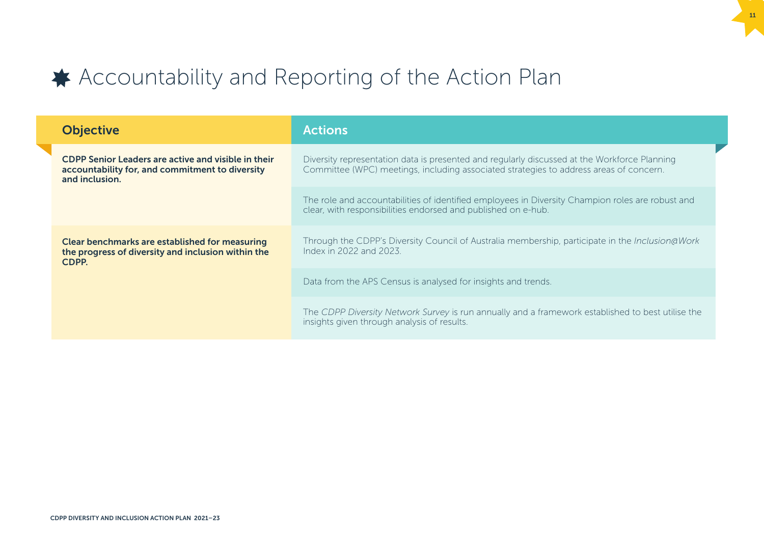# Accountability and Reporting of the Action Plan

| Objective | Actions |
| --- | --- |
| **CDPP Senior Leaders are active and visible in their accountability for, and commitment to diversity and inclusion.** | Diversity representation data is presented and regularly discussed at the Workforce Planning Committee (WPC) meetings, including associated strategies to address areas of concern. |
| | The role and accountabilities of identified employees in Diversity Champion roles are robust and clear, with responsibilities endorsed and published on e-hub. |
| **Clear benchmarks are established for measuring the progress of diversity and inclusion within the CDPP.** | Through the CDPP's Diversity Council of Australia membership, participate in the *Inclusion@Work* Index in 2022 and 2023. |
| | Data from the APS Census is analysed for insights and trends. |
| | The *CDPP Diversity Network Survey* is run annually and a framework established to best utilise the insights given through analysis of results. |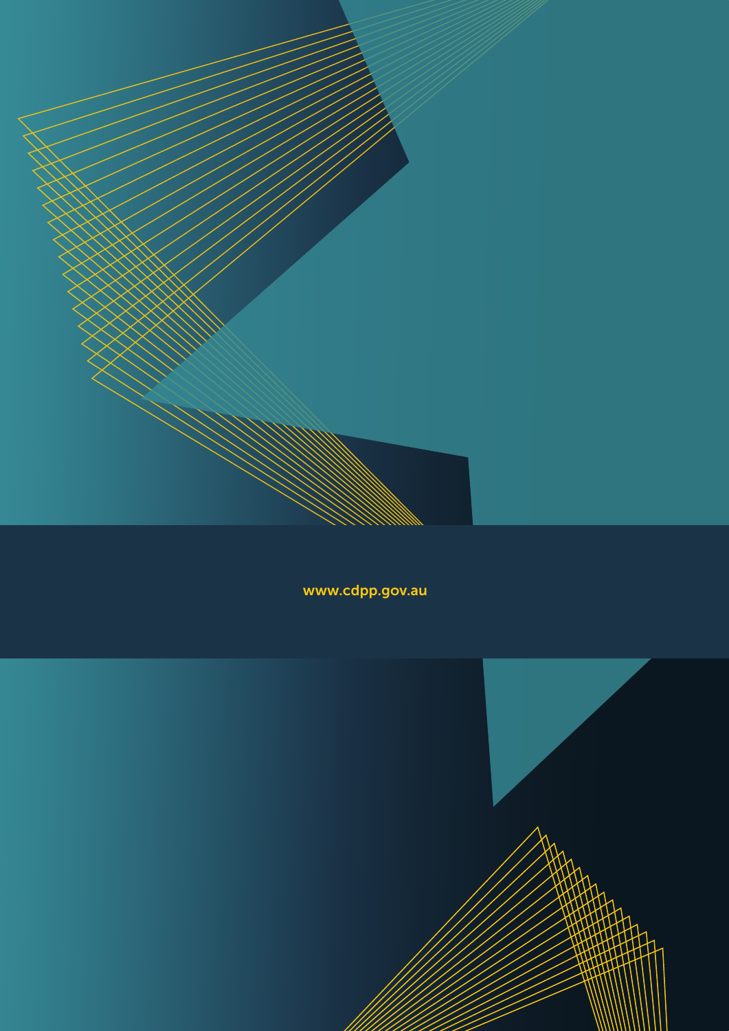www.cdpp.gov.au